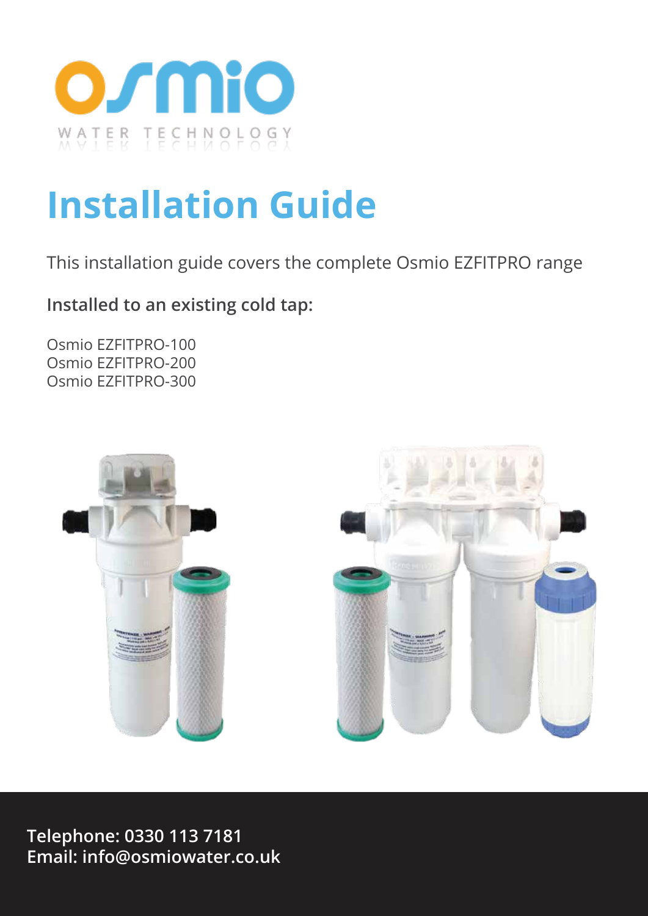osmio

WATER TECHNOLOGY

# Installation Guide

This installation guide covers the complete Osmio EZFITPRO range

**Installed to an existing cold tap:**

Osmio EZFITPRO-100
Osmio EZFITPRO-200
Osmio EZFITPRO-300

**Telephone: 0330 113 7181**
**Email: info@osmiowater.co.uk**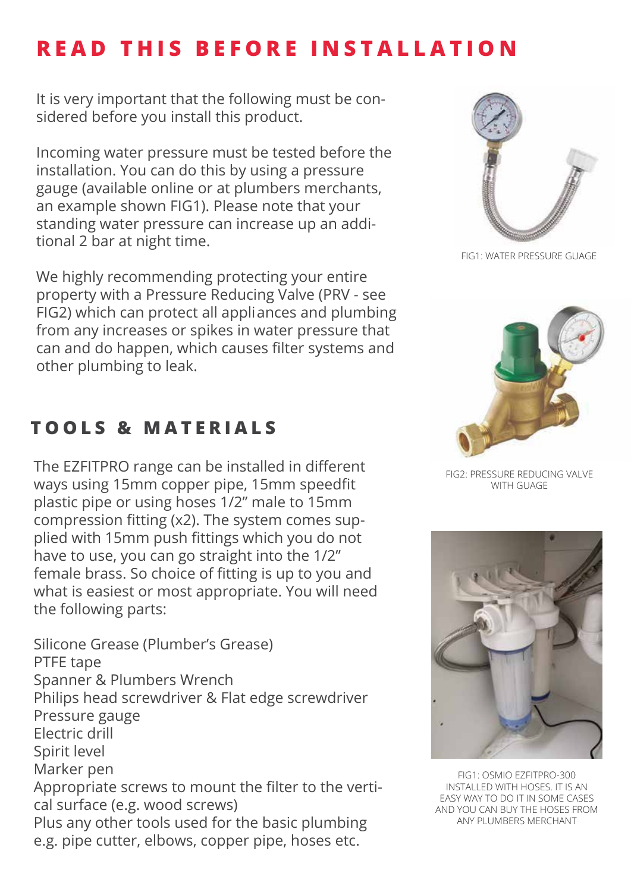# READ THIS BEFORE INSTALLATION

It is very important that the following must be considered before you install this product.

Incoming water pressure must be tested before the installation. You can do this by using a pressure gauge (available online or at plumbers merchants, an example shown FIG1). Please note that your standing water pressure can increase up an additional 2 bar at night time.

We highly recommending protecting your entire property with a Pressure Reducing Valve (PRV - see FIG2) which can protect all appliances and plumbing from any increases or spikes in water pressure that can and do happen, which causes filter systems and other plumbing to leak.

FIG1: WATER PRESSURE GUAGE

FIG2: PRESSURE REDUCING VALVE WITH GUAGE

## TOOLS & MATERIALS

The EZFITPRO range can be installed in different ways using 15mm copper pipe, 15mm speedfit plastic pipe or using hoses 1/2" male to 15mm compression fitting (x2). The system comes supplied with 15mm push fittings which you do not have to use, you can go straight into the 1/2" female brass. So choice of fitting is up to you and what is easiest or most appropriate. You will need the following parts:

Silicone Grease (Plumber's Grease)
PTFE tape
Spanner & Plumbers Wrench
Philips head screwdriver & Flat edge screwdriver
Pressure gauge
Electric drill
Spirit level
Marker pen
Appropriate screws to mount the filter to the vertical surface (e.g. wood screws)
Plus any other tools used for the basic plumbing e.g. pipe cutter, elbows, copper pipe, hoses etc.

FIG1: OSMIO EZFITPRO-300 INSTALLED WITH HOSES. IT IS AN EASY WAY TO DO IT IN SOME CASES AND YOU CAN BUY THE HOSES FROM ANY PLUMBERS MERCHANT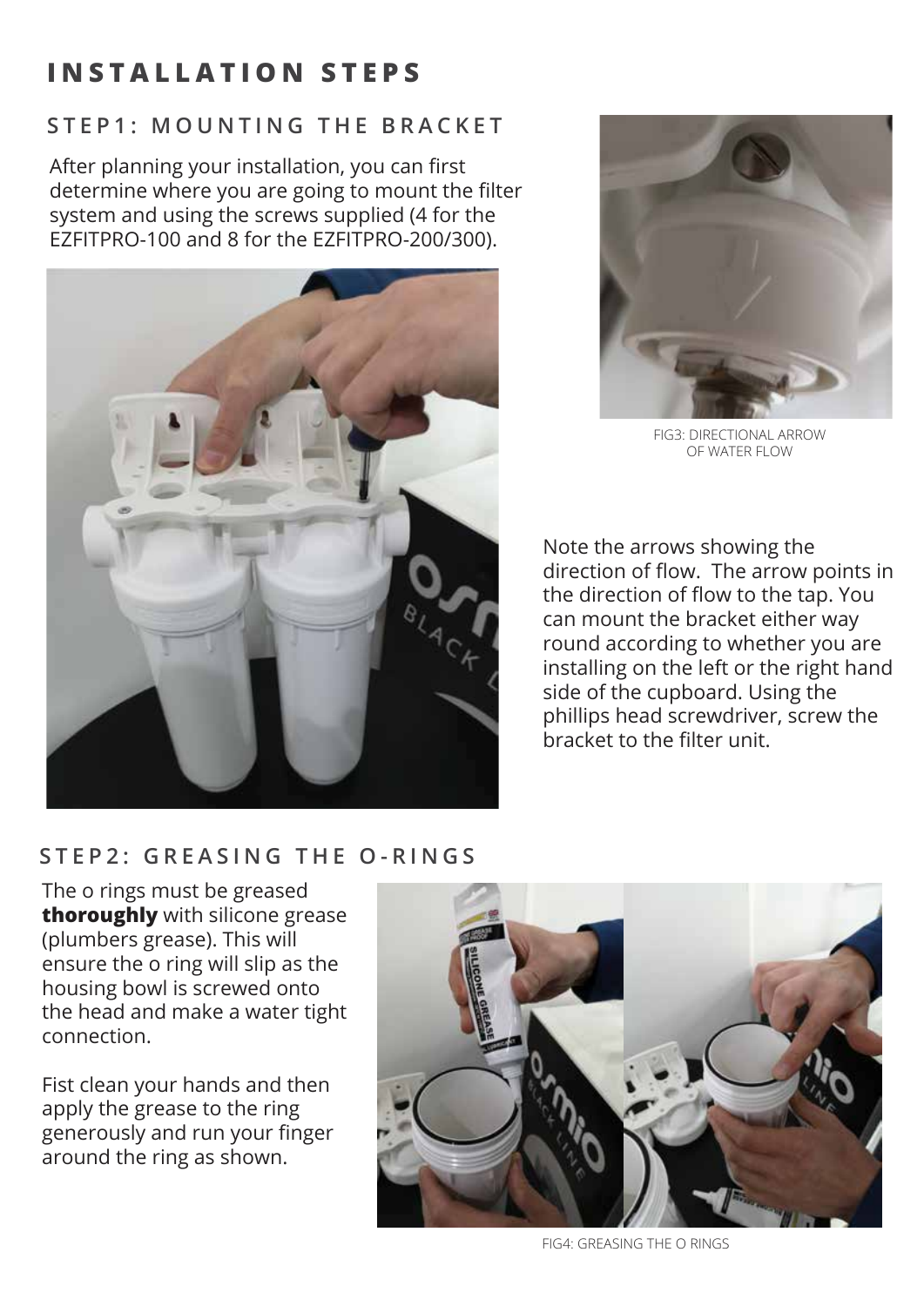# INSTALLATION STEPS

## STEP1: MOUNTING THE BRACKET

After planning your installation, you can first determine where you are going to mount the filter system and using the screws supplied (4 for the EZFITPRO-100 and 8 for the EZFITPRO-200/300).

FIG3: DIRECTIONAL ARROW OF WATER FLOW

Note the arrows showing the direction of flow. The arrow points in the direction of flow to the tap. You can mount the bracket either way round according to whether you are installing on the left or the right hand side of the cupboard. Using the phillips head screwdriver, screw the bracket to the filter unit.

## STEP2: GREASING THE O-RINGS

The o rings must be greased **thoroughly** with silicone grease (plumbers grease). This will ensure the o ring will slip as the housing bowl is screwed onto the head and make a water tight connection.

Fist clean your hands and then apply the grease to the ring generously and run your finger around the ring as shown.

FIG4: GREASING THE O RINGS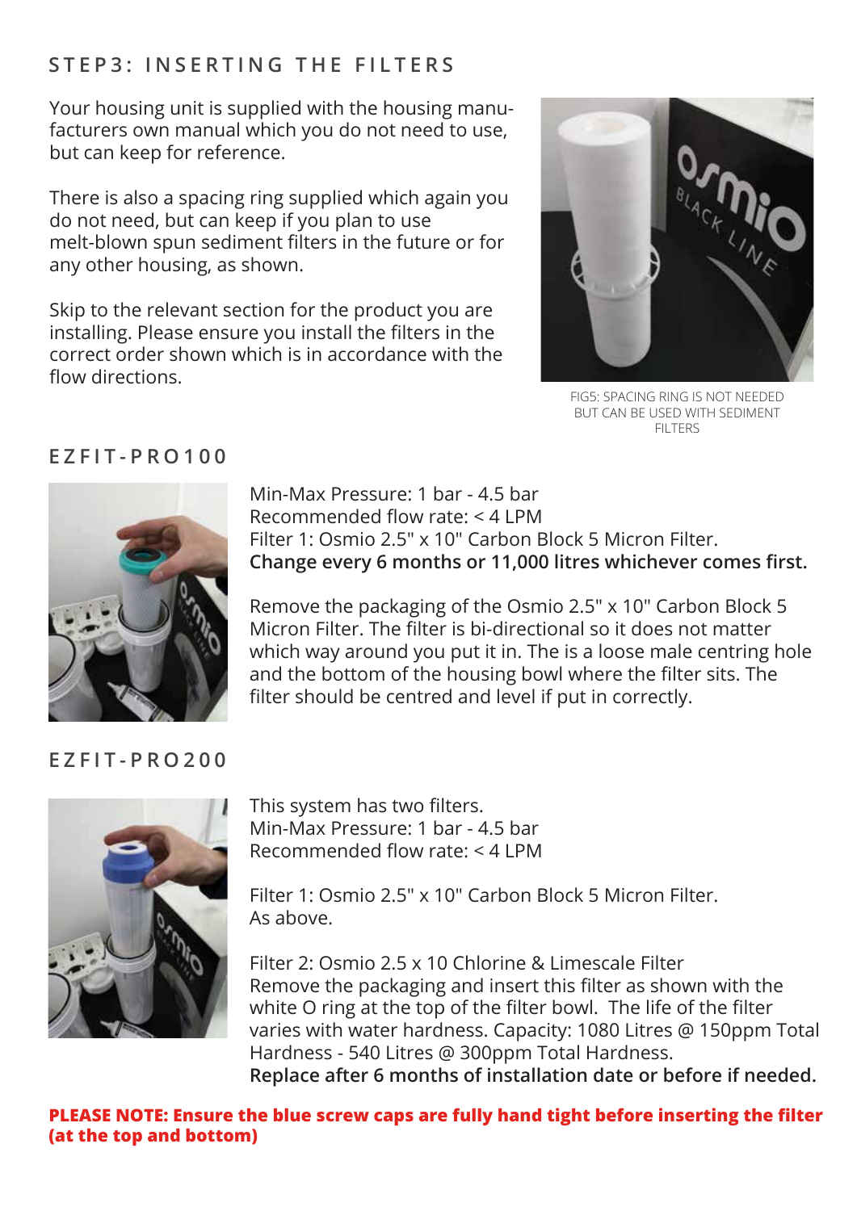## STEP3: INSERTING THE FILTERS

Your housing unit is supplied with the housing manufacturers own manual which you do not need to use, but can keep for reference.

There is also a spacing ring supplied which again you do not need, but can keep if you plan to use melt-blown spun sediment filters in the future or for any other housing, as shown.

Skip to the relevant section for the product you are installing. Please ensure you install the filters in the correct order shown which is in accordance with the flow directions.

FIG5: SPACING RING IS NOT NEEDED BUT CAN BE USED WITH SEDIMENT FILTERS

## EZFIT-PRO100

Min-Max Pressure: 1 bar - 4.5 bar
Recommended flow rate: < 4 LPM
Filter 1: Osmio 2.5" x 10" Carbon Block 5 Micron Filter.
**Change every 6 months or 11,000 litres whichever comes first.**

Remove the packaging of the Osmio 2.5" x 10" Carbon Block 5 Micron Filter. The filter is bi-directional so it does not matter which way around you put it in. The is a loose male centring hole and the bottom of the housing bowl where the filter sits. The filter should be centred and level if put in correctly.

## EZFIT-PRO200

This system has two filters.
Min-Max Pressure: 1 bar - 4.5 bar
Recommended flow rate: < 4 LPM

Filter 1: Osmio 2.5" x 10" Carbon Block 5 Micron Filter.
As above.

Filter 2: Osmio 2.5 x 10 Chlorine & Limescale Filter
Remove the packaging and insert this filter as shown with the white O ring at the top of the filter bowl. The life of the filter varies with water hardness. Capacity: 1080 Litres @ 150ppm Total Hardness - 540 Litres @ 300ppm Total Hardness.
**Replace after 6 months of installation date or before if needed.**

**PLEASE NOTE: Ensure the blue screw caps are fully hand tight before inserting the filter (at the top and bottom)**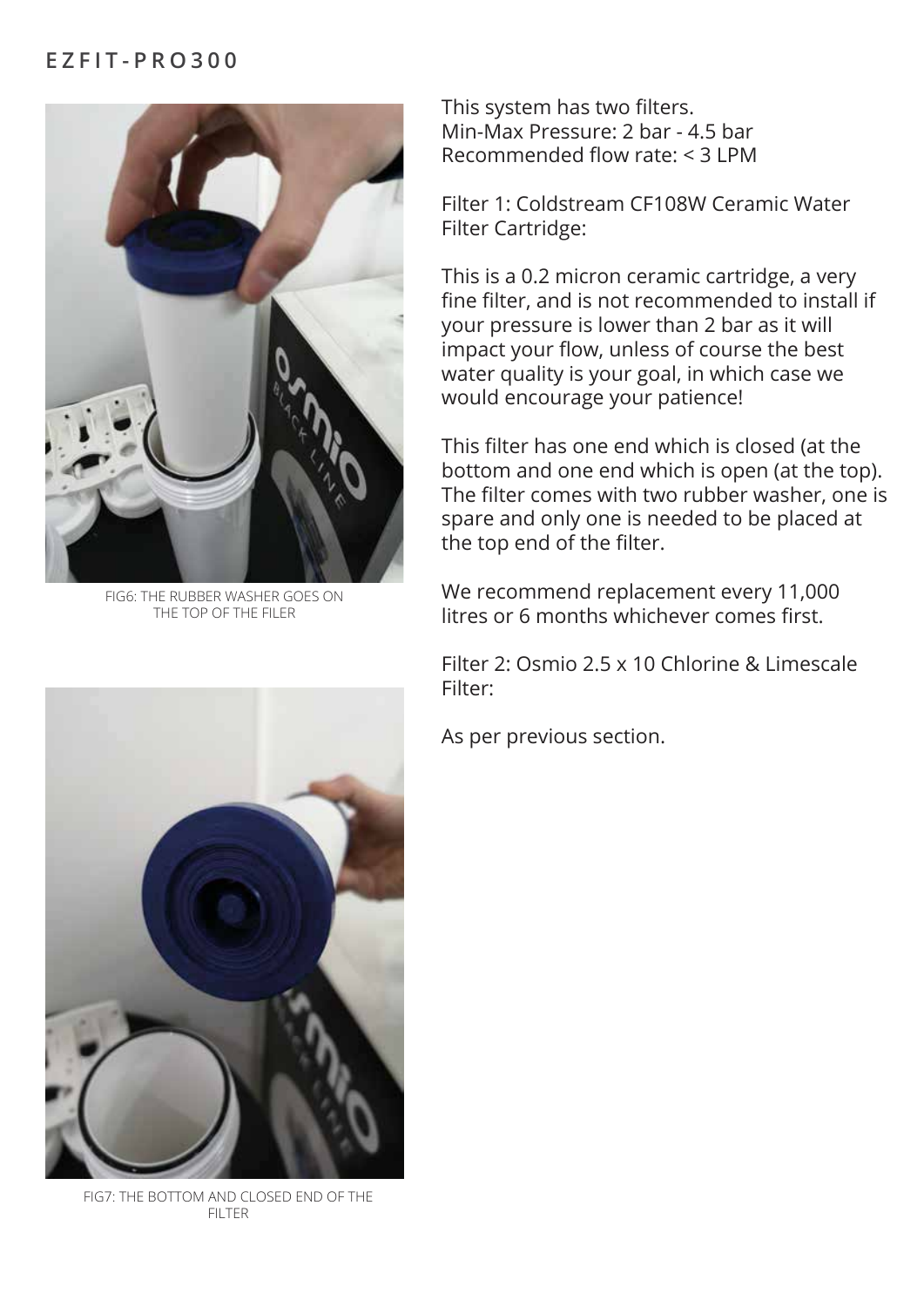## EZFIT-PRO300

FIG6: THE RUBBER WASHER GOES ON THE TOP OF THE FILER

FIG7: THE BOTTOM AND CLOSED END OF THE FILTER

This system has two filters.
Min-Max Pressure: 2 bar - 4.5 bar
Recommended flow rate: < 3 LPM

Filter 1: Coldstream CF108W Ceramic Water Filter Cartridge:

This is a 0.2 micron ceramic cartridge, a very fine filter, and is not recommended to install if your pressure is lower than 2 bar as it will impact your flow, unless of course the best water quality is your goal, in which case we would encourage your patience!

This filter has one end which is closed (at the bottom and one end which is open (at the top). The filter comes with two rubber washer, one is spare and only one is needed to be placed at the top end of the filter.

We recommend replacement every 11,000 litres or 6 months whichever comes first.

Filter 2: Osmio 2.5 x 10 Chlorine & Limescale Filter:

As per previous section.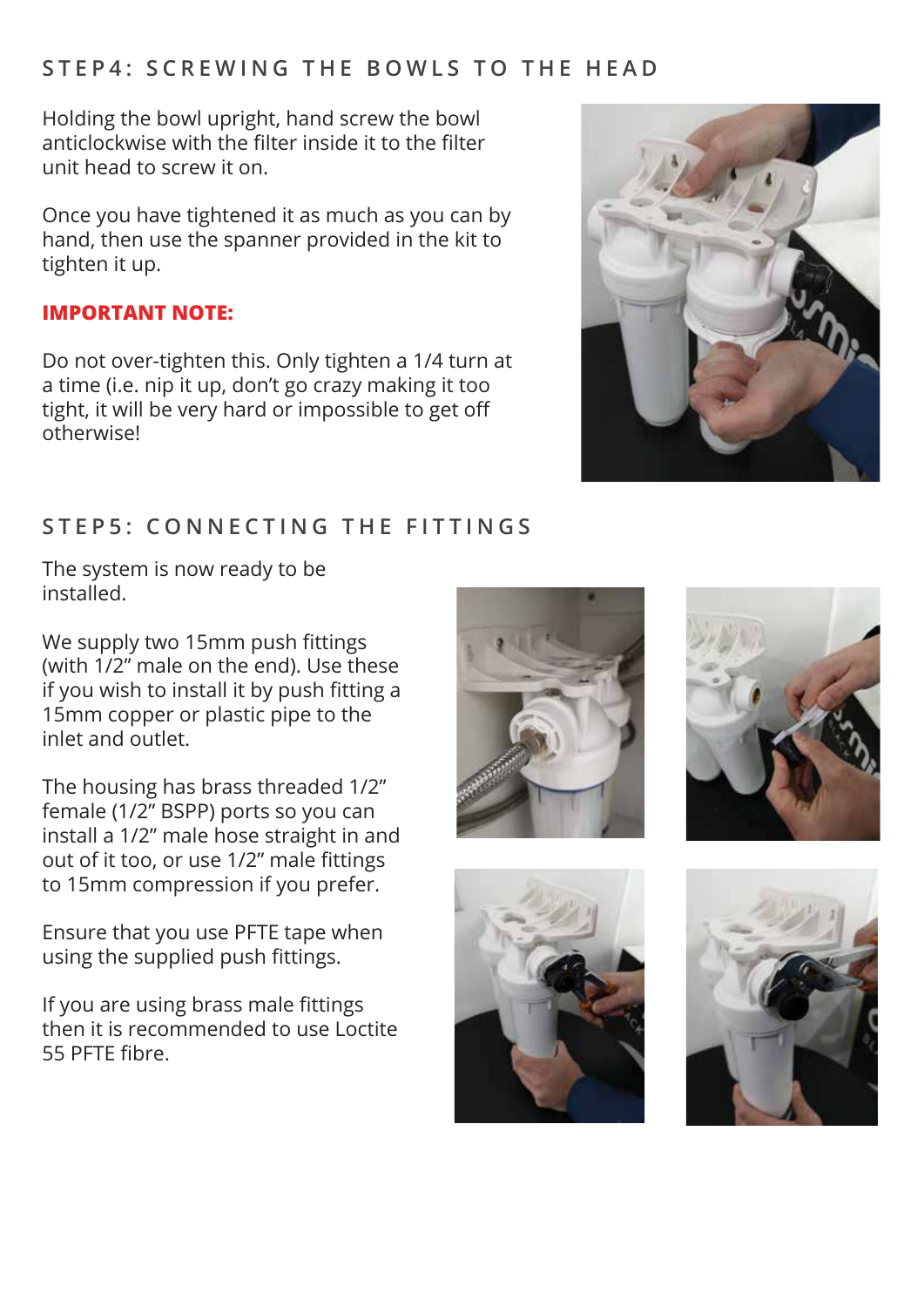## STEP4: SCREWING THE BOWLS TO THE HEAD

Holding the bowl upright, hand screw the bowl anticlockwise with the filter inside it to the filter unit head to screw it on.

Once you have tightened it as much as you can by hand, then use the spanner provided in the kit to tighten it up.

**IMPORTANT NOTE:**

Do not over-tighten this. Only tighten a 1/4 turn at a time (i.e. nip it up, don't go crazy making it too tight, it will be very hard or impossible to get off otherwise!

## STEP5: CONNECTING THE FITTINGS

The system is now ready to be installed.

We supply two 15mm push fittings (with 1/2" male on the end). Use these if you wish to install it by push fitting a 15mm copper or plastic pipe to the inlet and outlet.

The housing has brass threaded 1/2" female (1/2" BSPP) ports so you can install a 1/2" male hose straight in and out of it too, or use 1/2" male fittings to 15mm compression if you prefer.

Ensure that you use PFTE tape when using the supplied push fittings.

If you are using brass male fittings then it is recommended to use Loctite 55 PFTE fibre.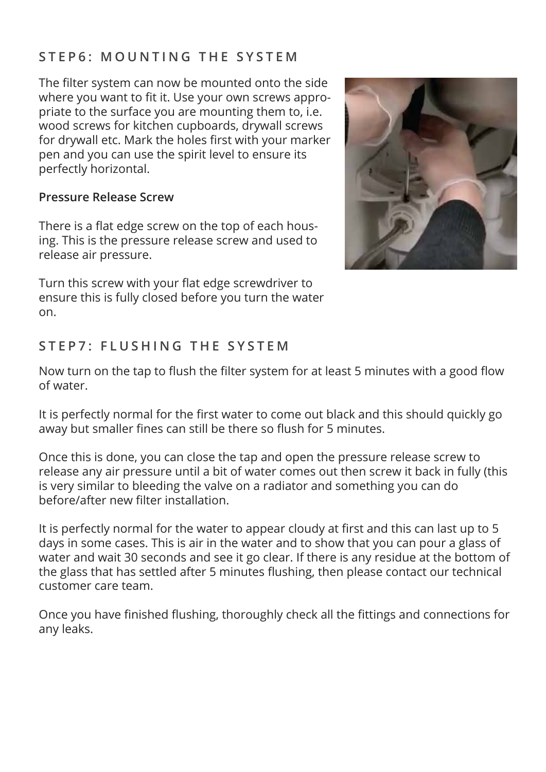## STEP6: MOUNTING THE SYSTEM

The filter system can now be mounted onto the side where you want to fit it. Use your own screws appropriate to the surface you are mounting them to, i.e. wood screws for kitchen cupboards, drywall screws for drywall etc. Mark the holes first with your marker pen and you can use the spirit level to ensure its perfectly horizontal.

**Pressure Release Screw**

There is a flat edge screw on the top of each housing. This is the pressure release screw and used to release air pressure.

Turn this screw with your flat edge screwdriver to ensure this is fully closed before you turn the water on.

## STEP7: FLUSHING THE SYSTEM

Now turn on the tap to flush the filter system for at least 5 minutes with a good flow of water.

It is perfectly normal for the first water to come out black and this should quickly go away but smaller fines can still be there so flush for 5 minutes.

Once this is done, you can close the tap and open the pressure release screw to release any air pressure until a bit of water comes out then screw it back in fully (this is very similar to bleeding the valve on a radiator and something you can do before/after new filter installation.

It is perfectly normal for the water to appear cloudy at first and this can last up to 5 days in some cases. This is air in the water and to show that you can pour a glass of water and wait 30 seconds and see it go clear. If there is any residue at the bottom of the glass that has settled after 5 minutes flushing, then please contact our technical customer care team.

Once you have finished flushing, thoroughly check all the fittings and connections for any leaks.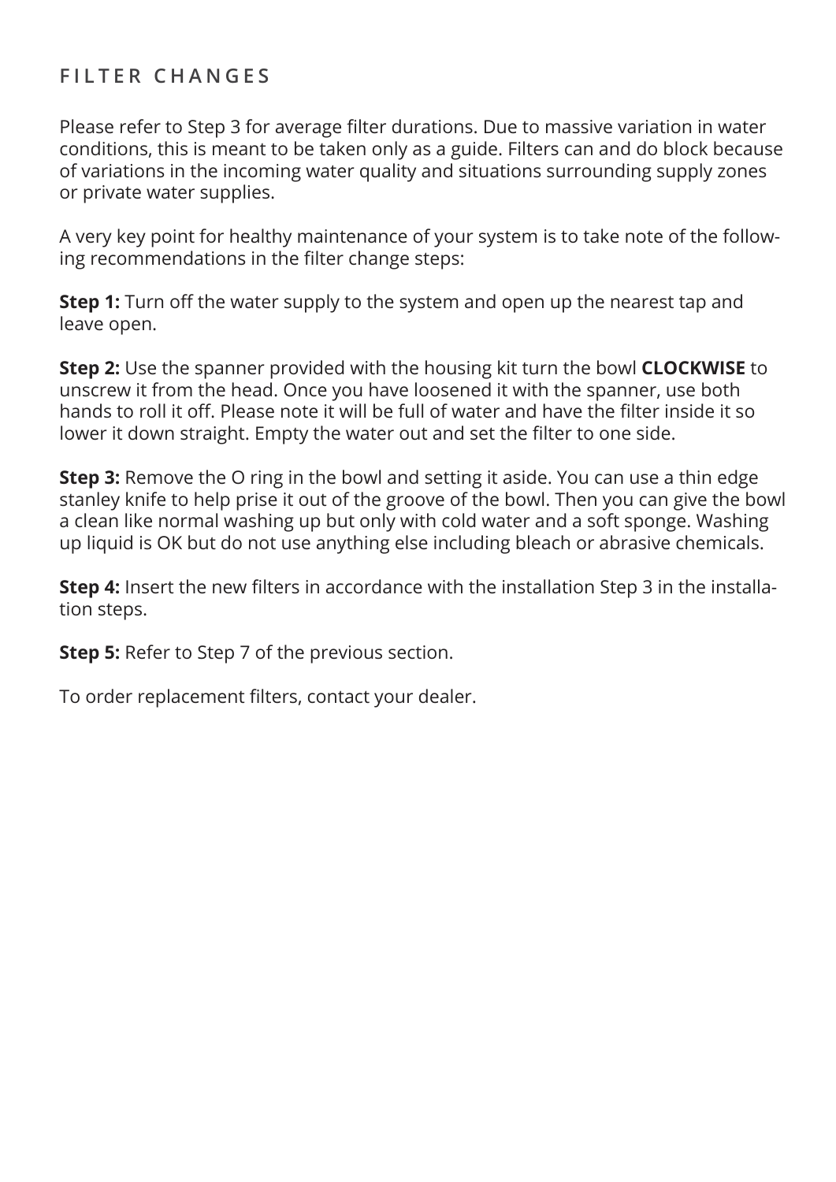## FILTER CHANGES

Please refer to Step 3 for average filter durations. Due to massive variation in water conditions, this is meant to be taken only as a guide. Filters can and do block because of variations in the incoming water quality and situations surrounding supply zones or private water supplies.

A very key point for healthy maintenance of your system is to take note of the following recommendations in the filter change steps:

**Step 1:** Turn off the water supply to the system and open up the nearest tap and leave open.

**Step 2:** Use the spanner provided with the housing kit turn the bowl **CLOCKWISE** to unscrew it from the head. Once you have loosened it with the spanner, use both hands to roll it off. Please note it will be full of water and have the filter inside it so lower it down straight. Empty the water out and set the filter to one side.

**Step 3:** Remove the O ring in the bowl and setting it aside. You can use a thin edge stanley knife to help prise it out of the groove of the bowl. Then you can give the bowl a clean like normal washing up but only with cold water and a soft sponge. Washing up liquid is OK but do not use anything else including bleach or abrasive chemicals.

**Step 4:** Insert the new filters in accordance with the installation Step 3 in the installation steps.

**Step 5:** Refer to Step 7 of the previous section.

To order replacement filters, contact your dealer.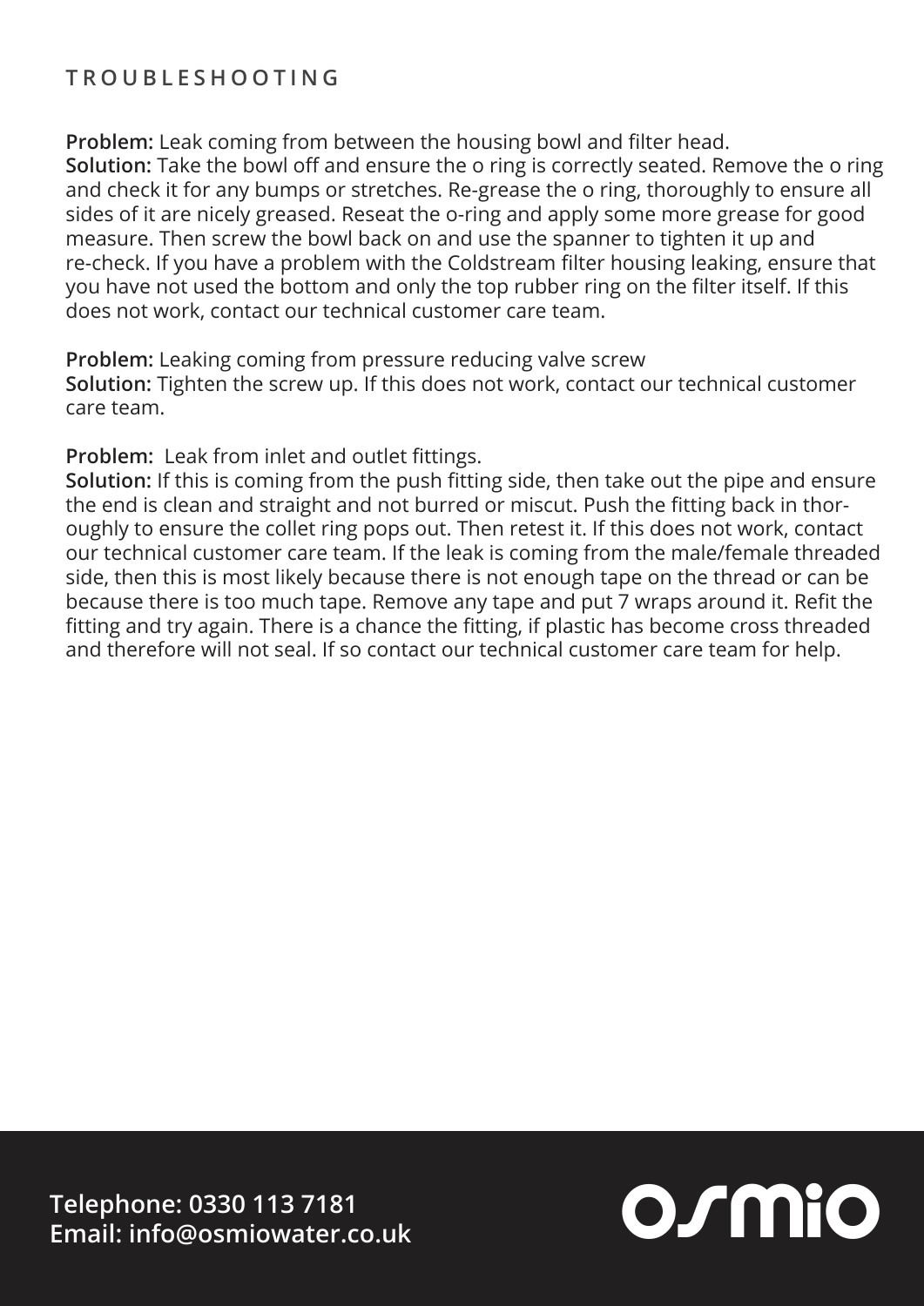## TROUBLESHOOTING

**Problem:** Leak coming from between the housing bowl and filter head.
**Solution:** Take the bowl off and ensure the o ring is correctly seated. Remove the o ring and check it for any bumps or stretches. Re-grease the o ring, thoroughly to ensure all sides of it are nicely greased. Reseat the o-ring and apply some more grease for good measure. Then screw the bowl back on and use the spanner to tighten it up and re-check. If you have a problem with the Coldstream filter housing leaking, ensure that you have not used the bottom and only the top rubber ring on the filter itself. If this does not work, contact our technical customer care team.

**Problem:** Leaking coming from pressure reducing valve screw
**Solution:** Tighten the screw up. If this does not work, contact our technical customer care team.

**Problem:** Leak from inlet and outlet fittings.
**Solution:** If this is coming from the push fitting side, then take out the pipe and ensure the end is clean and straight and not burred or miscut. Push the fitting back in thoroughly to ensure the collet ring pops out. Then retest it. If this does not work, contact our technical customer care team. If the leak is coming from the male/female threaded side, then this is most likely because there is not enough tape on the thread or can be because there is too much tape. Remove any tape and put 7 wraps around it. Refit the fitting and try again. There is a chance the fitting, if plastic has become cross threaded and therefore will not seal. If so contact our technical customer care team for help.

**Telephone: 0330 113 7181**
**Email: info@osmiowater.co.uk**

osmio